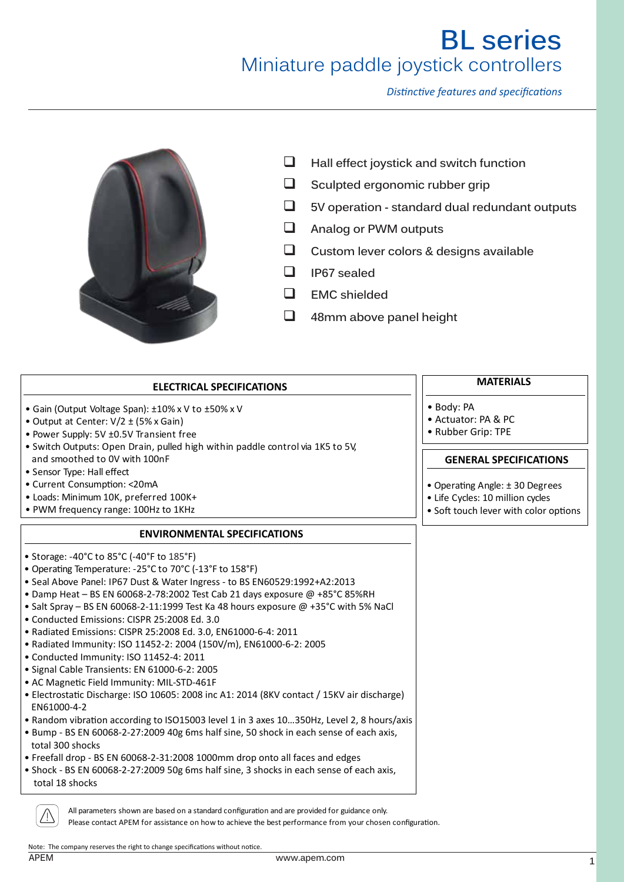# BL series

## Miniature paddle joystick controllers

*Distinctive features and specifications*

- Hall effect joystick and switch function
- Sculpted ergonomic rubber grip
- 5V operation - standard dual redundant outputs
- Analog or PWM outputs
- Custom lever colors & designs available
- IP67 sealed
- EMC shielded
- 48mm above panel height

### ELECTRICAL SPECIFICATIONS

- Gain (Output Voltage Span): ±10% x V to ±50% x V
- Output at Center: V/2 ± (5% x Gain)
- Power Supply: 5V ±0.5V Transient free
- Switch Outputs: Open Drain, pulled high within paddle control via 1K5 to 5V, and smoothed to 0V with 100nF
- Sensor Type: Hall effect
- Current Consumption: <20mA
- Loads: Minimum 10K, preferred 100K+
- PWM frequency range: 100Hz to 1KHz

### ENVIRONMENTAL SPECIFICATIONS

- Storage: -40°C to 85°C (-40°F to 185°F)
- Operating Temperature: -25°C to 70°C (-13°F to 158°F)
- Seal Above Panel: IP67 Dust & Water Ingress - to BS EN60529:1992+A2:2013
- Damp Heat – BS EN 60068-2-78:2002 Test Cab 21 days exposure @ +85°C 85%RH
- Salt Spray – BS EN 60068-2-11:1999 Test Ka 48 hours exposure @ +35°C with 5% NaCl
- Conducted Emissions: CISPR 25:2008 Ed. 3.0
- Radiated Emissions: CISPR 25:2008 Ed. 3.0, EN61000-6-4: 2011
- Radiated Immunity: ISO 11452-2: 2004 (150V/m), EN61000-6-2: 2005
- Conducted Immunity: ISO 11452-4: 2011
- Signal Cable Transients: EN 61000-6-2: 2005
- AC Magnetic Field Immunity: MIL-STD-461F
- Electrostatic Discharge: ISO 10605: 2008 inc A1: 2014 (8KV contact / 15KV air discharge) EN61000-4-2
- Random vibration according to ISO15003 level 1 in 3 axes 10...350Hz, Level 2, 8 hours/axis
- Bump - BS EN 60068-2-27:2009 40g 6ms half sine, 50 shock in each sense of each axis, total 300 shocks
- Freefall drop - BS EN 60068-2-31:2008 1000mm drop onto all faces and edges
- Shock - BS EN 60068-2-27:2009 50g 6ms half sine, 3 shocks in each sense of each axis, total 18 shocks

### MATERIALS

- Body: PA
- Actuator: PA & PC
- Rubber Grip: TPE

### GENERAL SPECIFICATIONS

- Operating Angle: ± 30 Degrees
- Life Cycles: 10 million cycles
- Soft touch lever with color options

All parameters shown are based on a standard configuration and are provided for guidance only.
Please contact APEM for assistance on how to achieve the best performance from your chosen configuration.

Note: The company reserves the right to change specifications without notice.

APEM www.apem.com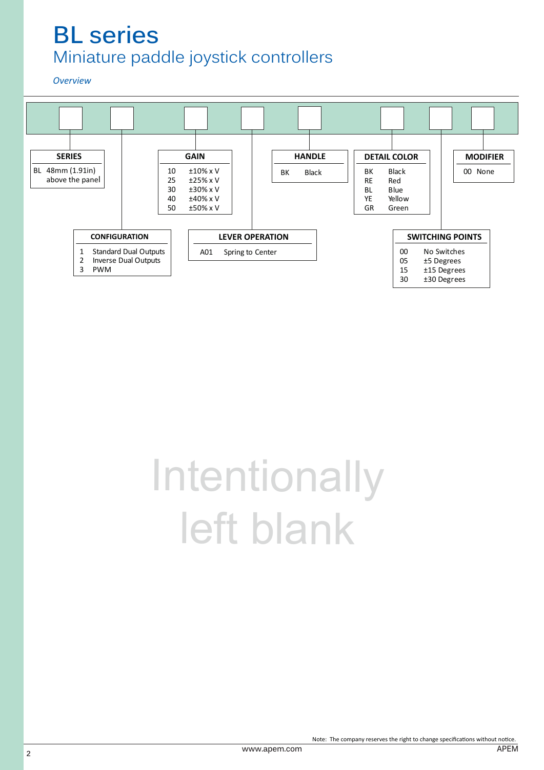# BL series

## Miniature paddle joystick controllers

*Overview*

**SERIES**

| Code | Description |
|---|---|
| BL | 48mm (1.91in) above the panel |

**CONFIGURATION**

| Code | Description |
|---|---|
| 1 | Standard Dual Outputs |
| 2 | Inverse Dual Outputs |
| 3 | PWM |

**GAIN**

| Code | Description |
|---|---|
| 10 | ±10% x V |
| 25 | ±25% x V |
| 30 | ±30% x V |
| 40 | ±40% x V |
| 50 | ±50% x V |

**LEVER OPERATION**

| Code | Description |
|---|---|
| A01 | Spring to Center |

**HANDLE**

| Code | Description |
|---|---|
| BK | Black |

**DETAIL COLOR**

| Code | Description |
|---|---|
| BK | Black |
| RE | Red |
| BL | Blue |
| YE | Yellow |
| GR | Green |

**SWITCHING POINTS**

| Code | Description |
|---|---|
| 00 | No Switches |
| 05 | ±5 Degrees |
| 15 | ±15 Degrees |
| 30 | ±30 Degrees |

**MODIFIER**

| Code | Description |
|---|---|
| 00 | None |

Intentionally left blank

Note: The company reserves the right to change specifications without notice.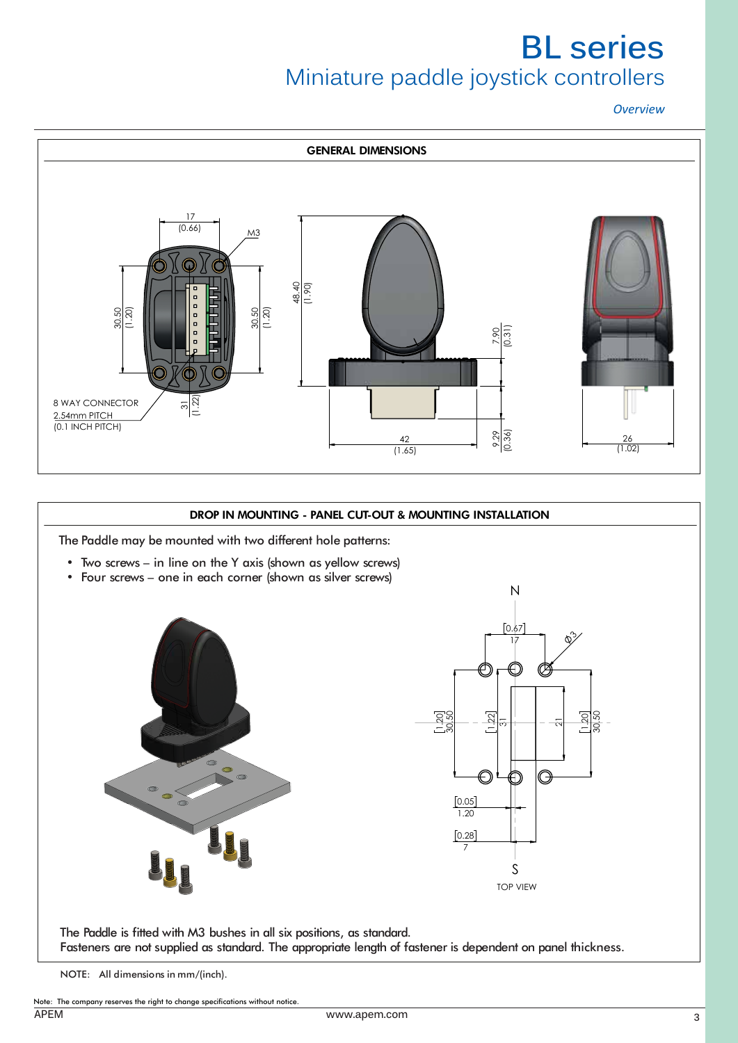# BL series

## Miniature paddle joystick controllers

*Overview*

### GENERAL DIMENSIONS

17 (0.66)

M3

30.50 (1.20)

30.50 (1.20)

8 WAY CONNECTOR
2.54mm PITCH
(0.1 INCH PITCH)

31 (1.22)

48.40 (1.90)

7.90 (0.31)

9.29 (0.36)

42 (1.65)

26 (1.02)

### DROP IN MOUNTING - PANEL CUT-OUT & MOUNTING INSTALLATION

The Paddle may be mounted with two different hole patterns:

- Two screws – in line on the Y axis (shown as yellow screws)
- Four screws – one in each corner (shown as silver screws)

N

[0.67] 17

Ø3

[1.20] 30.50

[1.22] 31

21

[1.20] 30.50

[0.05] 1.20

[0.28] 7

S

TOP VIEW

The Paddle is fitted with M3 bushes in all six positions, as standard.
Fasteners are not supplied as standard. The appropriate length of fastener is dependent on panel thickness.

NOTE: All dimensions in mm/(inch).

Note: The company reserves the right to change specifications without notice.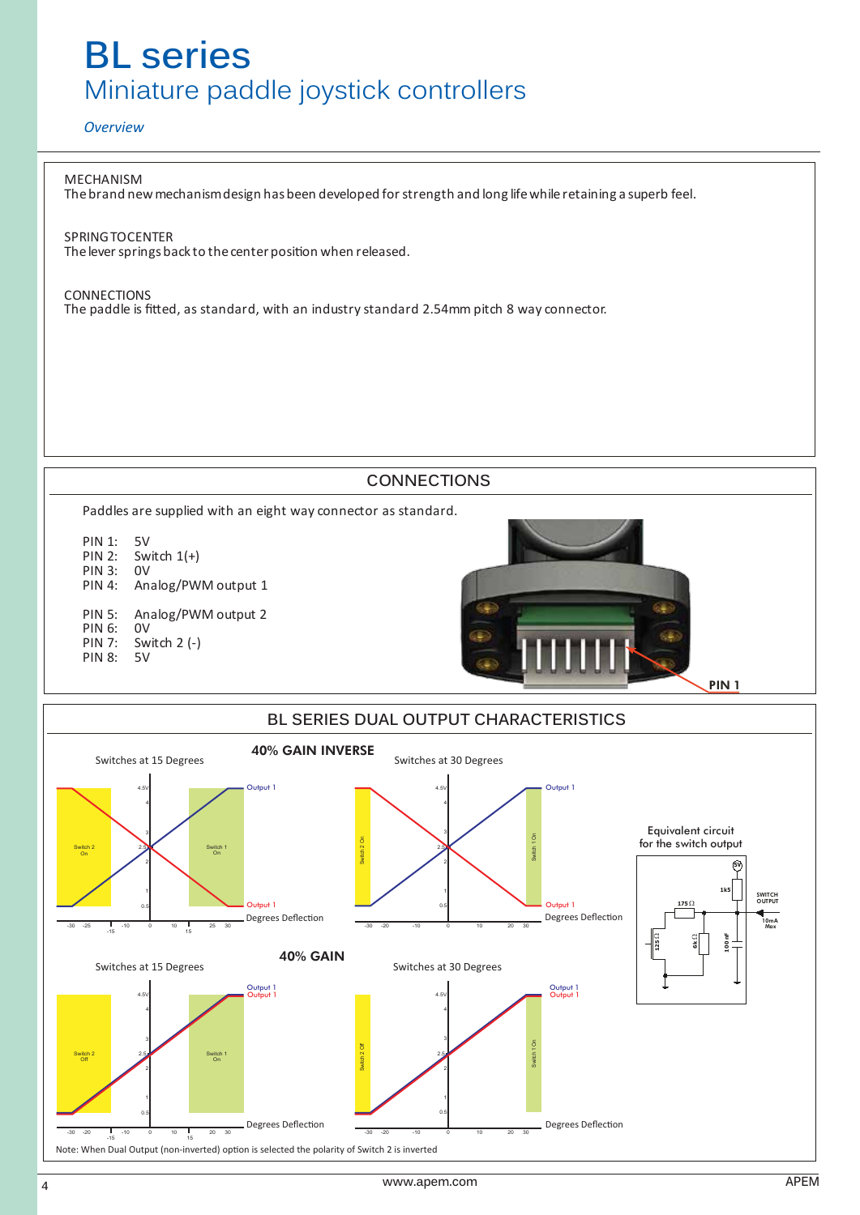# BL series

## Miniature paddle joystick controllers

*Overview*

MECHANISM
The brand new mechanism design has been developed for strength and long life while retaining a superb feel.

SPRING TO CENTER
The lever springs back to the center position when released.

CONNECTIONS
The paddle is fitted, as standard, with an industry standard 2.54mm pitch 8 way connector.

## CONNECTIONS

Paddles are supplied with an eight way connector as standard.

PIN 1: 5V
PIN 2: Switch 1(+)
PIN 3: 0V
PIN 4: Analog/PWM output 1

PIN 5: Analog/PWM output 2
PIN 6: 0V
PIN 7: Switch 2 (-)
PIN 8: 5V

**PIN 1**

## BL SERIES DUAL OUTPUT CHARACTERISTICS

**40% GAIN INVERSE**

Switches at 15 Degrees

Switches at 30 Degrees

Equivalent circuit for the switch output

**40% GAIN**

Switches at 15 Degrees

Switches at 30 Degrees

Note: When Dual Output (non-inverted) option is selected the polarity of Switch 2 is inverted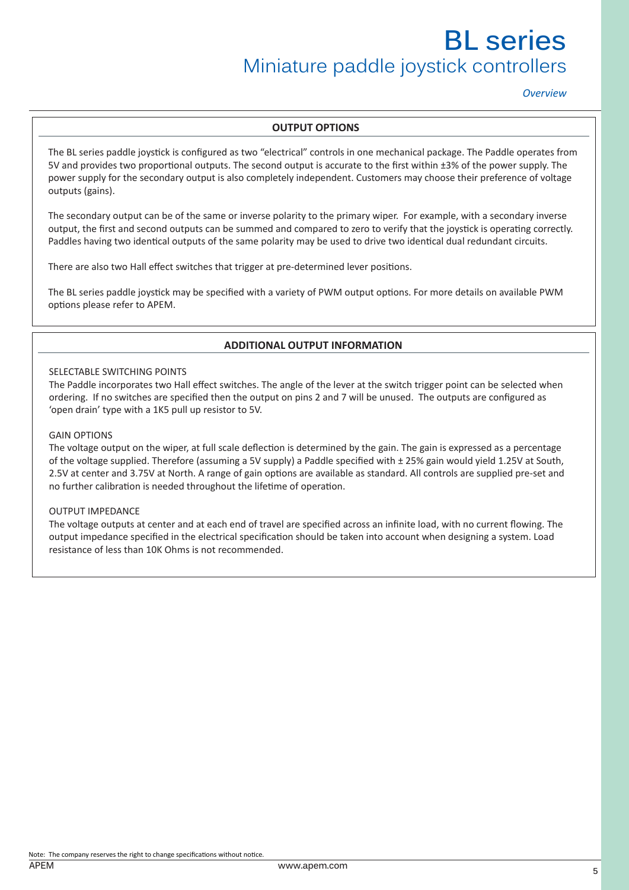## OUTPUT OPTIONS

The BL series paddle joystick is configured as two "electrical" controls in one mechanical package. The Paddle operates from 5V and provides two proportional outputs. The second output is accurate to the first within ±3% of the power supply. The power supply for the secondary output is also completely independent. Customers may choose their preference of voltage outputs (gains).

The secondary output can be of the same or inverse polarity to the primary wiper. For example, with a secondary inverse output, the first and second outputs can be summed and compared to zero to verify that the joystick is operating correctly. Paddles having two identical outputs of the same polarity may be used to drive two identical dual redundant circuits.

There are also two Hall effect switches that trigger at pre-determined lever positions.

The BL series paddle joystick may be specified with a variety of PWM output options. For more details on available PWM options please refer to APEM.

## ADDITIONAL OUTPUT INFORMATION

### SELECTABLE SWITCHING POINTS

The Paddle incorporates two Hall effect switches. The angle of the lever at the switch trigger point can be selected when ordering. If no switches are specified then the output on pins 2 and 7 will be unused. The outputs are configured as 'open drain' type with a 1K5 pull up resistor to 5V.

### GAIN OPTIONS

The voltage output on the wiper, at full scale deflection is determined by the gain. The gain is expressed as a percentage of the voltage supplied. Therefore (assuming a 5V supply) a Paddle specified with ± 25% gain would yield 1.25V at South, 2.5V at center and 3.75V at North. A range of gain options are available as standard. All controls are supplied pre-set and no further calibration is needed throughout the lifetime of operation.

### OUTPUT IMPEDANCE

The voltage outputs at center and at each end of travel are specified across an infinite load, with no current flowing. The output impedance specified in the electrical specification should be taken into account when designing a system. Load resistance of less than 10K Ohms is not recommended.

Note: The company reserves the right to change specifications without notice.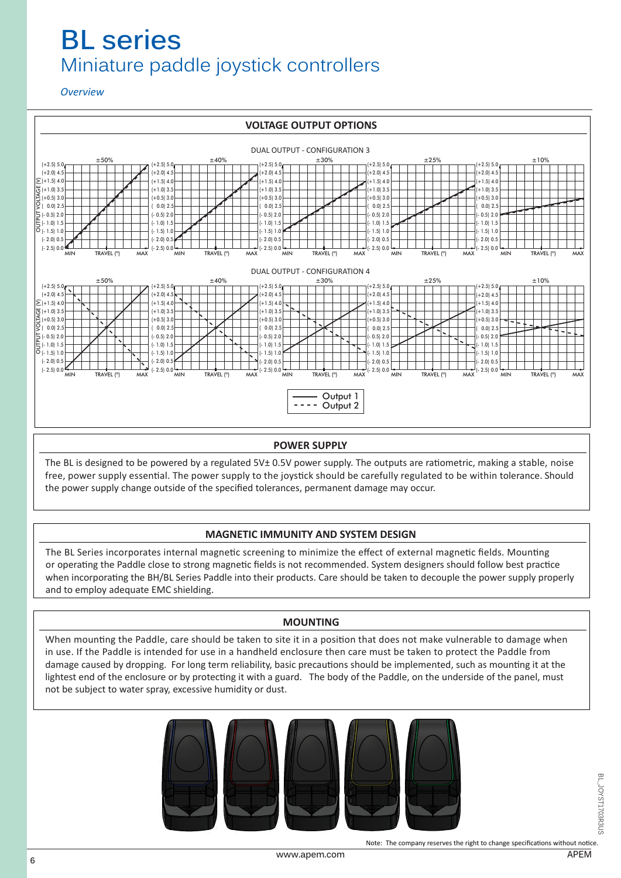# BL series

## Miniature paddle joystick controllers

*Overview*

### VOLTAGE OUTPUT OPTIONS

DUAL OUTPUT - CONFIGURATION 3

±50% ±40% ±30% ±25% ±10%

OUTPUT VOLTAGE (V)

(+2.5) 5.0
(+2.0) 4.5
(+1.5) 4.0
(+1.0) 3.5
(+0.5) 3.0
( 0.0) 2.5
(- 0.5) 2.0
(- 1.0) 1.5
(- 1.5) 1.0
(- 2.0) 0.5
(- 2.5) 0.0

MIN TRAVEL (°) MAX

DUAL OUTPUT - CONFIGURATION 4

±50% ±40% ±30% ±25% ±10%

OUTPUT VOLTAGE (V)

(+2.5) 5.0
(+2.0) 4.5
(+1.5) 4.0
(+1.0) 3.5
(+0.5) 3.0
( 0.0) 2.5
(- 0.5) 2.0
(- 1.0) 1.5
(- 1.5) 1.0
(- 2.0) 0.5
(- 2.5) 0.0

MIN TRAVEL (°) MAX

Output 1
Output 2

### POWER SUPPLY

The BL is designed to be powered by a regulated 5V± 0.5V power supply. The outputs are ratiometric, making a stable, noise free, power supply essential. The power supply to the joystick should be carefully regulated to be within tolerance. Should the power supply change outside of the specified tolerances, permanent damage may occur.

### MAGNETIC IMMUNITY AND SYSTEM DESIGN

The BL Series incorporates internal magnetic screening to minimize the effect of external magnetic fields. Mounting or operating the Paddle close to strong magnetic fields is not recommended. System designers should follow best practice when incorporating the BH/BL Series Paddle into their products. Care should be taken to decouple the power supply properly and to employ adequate EMC shielding.

### MOUNTING

When mounting the Paddle, care should be taken to site it in a position that does not make vulnerable to damage when in use. If the Paddle is intended for use in a handheld enclosure then care must be taken to protect the Paddle from damage caused by dropping. For long term reliability, basic precautions should be implemented, such as mounting it at the lightest end of the enclosure or by protecting it with a guard. The body of the Paddle, on the underside of the panel, must not be subject to water spray, excessive humidity or dust.

Note: The company reserves the right to change specifications without notice.

BL_JOYST1703R3US